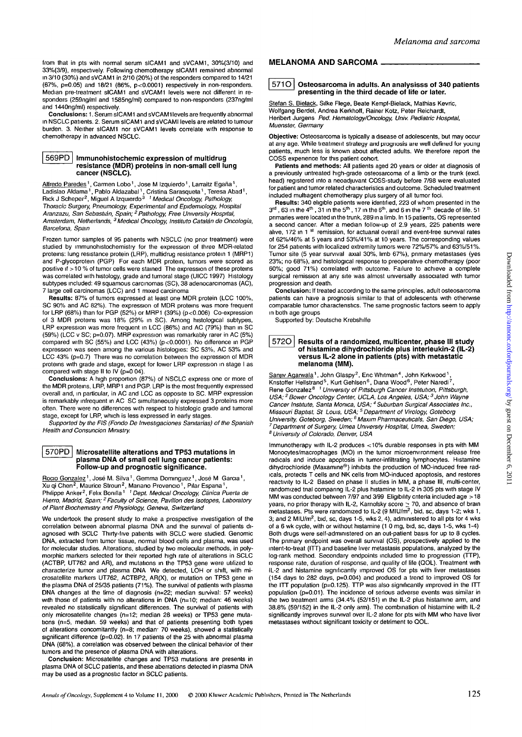from that in pts with normal serum sICAM1 and sVCAM1, 30%(3/10) and 33%(3/9), respectively. Following chemotherapy sICAM1 remained abnormal in 3/10 (30%) and sVCAM1 in 2/10 (20%) of the responders compared to 14/21 (67%, p=0.05) and 18/21 (86%, p<0.0001) respectively in non-responders. Median pre-treatment sICAM1 and sVCAM1 levels were not different in responders (259ng/ml and 1585ng/ml) compared to non-responders (237ng/ml and 1440ng/ml) respectively.

**Conclusions:** 1. Serum sICAM1 and sVCAM1levels are frequently abnormal in NSCLC patients. 2. Serum sICAM1 and sVCAMI levels are related to tumour burden. 3. Neither sICAM1 nor sVCAM1 levels correlate with response to chemotherapy in advanced NSCLC.

### 569PD Immunohistochemic expression of multidrug resistance (MDR) proteins in non-small cell lung cancer (NSCLC).

Alfredo Paredes[1], Carmen Lobo[1], Jose M Izquierdo[1], Larraitz Egaña[1], Ladislao Aldama[1], Pablo Aldazabal[1], Cristina Sarasqueta[1], Teresa Abad[1], Rick J Scheper[2], Miguel A Izquierdo[3] *[1] Medical Oncology, Pathology, Thoracic Surgery, Pneumology, Experimental and Epidemiology, Hospital Aranzazu, San Sebastián, Spain; [2] Pathology, Free University Hospital, Amsterdam, Netherlands, [3] Medical Oncology, Instituto Catalán de Oncología, Barcelona, Spain*

Frozen tumor samples of 95 patients with NSCLC (no prior treatment) were studied by immunohistochemistry for the expression of three MDR-related proteins: lung resistance protein (LRP), multidrug resistance protein 1 (MRP1) and P-glycoprotein (PGP). For each MDR protein, tumors were scored as positive if >10 % of tumor cells were stained. The expression of these proteins was correlated with histology, grade and tumoral stage (UICC 1997). Histology subtypes included: 49 squamous carcinomas (SC), 38 adenocarcinomas (AC), 7 large cell carcinomas (LCC) and 1 mixed carcinoma.

**Results:** 87% of tumors expressed at least one MDR protein (LCC 100%, SC 90% and AC 82%). The expression of MDR proteins was more frequent for LRP (68%) than for PGP (52%) or MRP1 (39%) (p<0.006). Co-expression of 3 MDR proteins was 18% (29% in SC). Among histological subtypes, LRP expression was more frequent in LCC (86%) and AC (79%) than in SC (59%) (LCC v SC; p=0.07). MRP expression was remarkably rarer in AC (5%) compared with SC (55%) and LCC (43%) (p<0.0001). No difference in PGP expression was seen among the various histologies: SC 53%, AC 53% and LCC 43% (p=0.7). There was no correlation between the expression of MDR proteins with grade and stage, except for lower LRP expression in stage I as compared with stage II to IV (p=0.04).

**Conclusions:** A high proportion (87%) of NSCLC express one or more of the MDR proteins, LRP, MRP1 and PGP. LRP is the most frequently expressed overall and, in particular, in AC and LCC as opposite to SC. MRP expression is remarkably infrequent in AC. SC simultaneously expressed 3 proteins more often. There were no differences with respect to histologic grade and tumoral stage, except for LRP, which is less expressed in early stages.

*Supported by the FIS (Fondo De Investigaciones Sanitarias) of the Spanish Health and Consuncion Ministry.*

### 570PD Microsatellite alterations and TP53 mutations in plasma DNA of small cell lung cancer patients: Follow-up and prognostic significance.

Rocio Gonzalez[1], José M. Silva[1], Gemma Dominguez[1], José M. Garcia[1], Xu qi Chen[2], Maurice Stroun[2], Mariano Provencio[1], Pilar Espana[1], Philippe Anker[2], Felix Bonilla[1] *[1] Dept. Medical Oncology, Clinica Puerta de Hierro, Madrid, Spain; [2] Faculty of Science, Pavillon des Isotopes, Laboratory of Plant Biochemistry and Physiology, Geneva, Switzerland*

We undertook the present study to make a prospective investigation of the correlation between abnormal plasma DNA and the survival of patients diagnosed with SCLC. Thirty-five patients with SCLC were studied. Genomic DNA, extracted from tumor tissue, normal blood cells and plasma, was used for molecular studies. Alterations, studied by two molecular methods, in polymorphic markers selected for their reported high rate of alterations in SCLC (ACTBP, UT762 and AR), and mutations in the TP53 gene were utilized to characterize tumor and plasma DNA. We detected, LOH or shift, with microsatellite markers UT762, ACTBP2, AR(X), or mutation on TP53 gene in the plasma DNA of 25/35 patients (71%). The survival of patients with plasma DNA changes at the time of diagnosis (n=22; median survival: 57 weeks) with those of patients with no alterations in DNA (n=10; median: 46 weeks) revealed no statistically significant differences. The survival of patients with only microsatellite changes (n=12; median 28 weeks) or TP53 gene mutations (n=5, median. 59 weeks) and that of patients presenting both types of alterations concomitantly (n=8; median: 70 weeks), showed a statistically significant difference (p=0.02). In 17 patients of the 25 with abnormal plasma DNA (68%), a correlation was observed between the clinical behavior of their tumors and the presence of plasma DNA with alterations.

**Conclusion:** Microsatellite changes and TP53 mutations are present in plasma DNA of SCLC patients, and these aberrations detected in plasma DNA may be used as a prognostic factor in SCLC patients.

## MELANOMA AND SARCOMA

### 571O Osteosarcoma in adults. An analysisss of 340 patients presenting in the third decade of life or later.

Stefan S. Bielack, Silke Flege, Beate Kempf-Bielack, Mathias Kevric, Wolfgang Berdel, Andrea Kerkhoff, Rainer Kotz, Peter Reichardt, Heribert Jurgens *Ped. Hematology/Oncology, Univ. Pediatric Hospital, Muenster, Germany*

**Objective:** Osteosarcoma is typically a disease of adolescents, but may occur at any age. While treatment strategy and prognosis are well defined for young patients, much less is known about affected adults. We therefore report the COSS experience for this patient cohort.

**Patients and methods:** All patients aged 20 years or older at diagnosis of a previously untreated high-grade osteosarcoma of a limb or the trunk (excl. head) registered into a neoadjuvant COSS-study before 7/98 were evaluated for patient and tumor related characteristics and outcome. Scheduled treatment included multiagent chemotherapy plus surgery of all tumor foci.

**Results:** 340 eligible patients were identified, 223 of whom presented in the 3[rd], 63 in the 4[th], 31 in the 5[th], 17 in the 6[th], and 6 in the 7[th] decade of life. 51 primaries were located in the trunk, 289 in a limb. In 15 patients, OS represented a second cancer. After a median follow-up of 2.9 years, 225 patients were alive, 172 in 1[st] remission, for actuarial overall and event-free survival rates of 62%/46% at 5 years and 53%/41% at 10 years. The corresponding values for 254 patients with localized extremity tumors were 72%/57% and 63%/51%. Tumor site (5 year survival: axial 30%, limb 67%), primary metastases (yes 23%; no 68%), and histological response to preoperative chemotherapy (poor 60%; good 71%) correlated with outcome. Failure to achieve a complete surgical remission at any site was almost universally associated with tumor progression and death.

**Conclusion:** If treated according to the same principles, adult osteosarcoma patients can have a prognosis similar to that of adolescents with otherwise comparable tumor characteristics. The same prognostic factors seem to apply in both age groups.

*Supported by: Deutsche Krebshilfe*

### 572O Results of a randomized, multicenter, phase III study of histamine dihydrochloride plus interleukin-2 (IL-2) versus IL-2 alone in patients (pts) with metastatic melanoma (MM).

Sanjiv Agarwala[1], John Glaspy[2], Eric Whitman[4], John Kirkwood[1], Kristoffer Hellstrand[5], Kurt Gehlsen[6], Diana Wood[6], Peter Naredi[7], Rene Gonzalez[8] *[1] University of Pittsburgh Cancer Institution, Pittsburgh, USA; [2] Bower Oncology Center, UCLA, Los Angeles, USA; [3] John Wayne Cancer Institute, Santa Monica, USA; [4] Suburban Surgical Associates Inc., Missouri Baptist, St Louis, USA; [5] Department of Virology, Goteborg University, Goteborg, Sweden; [6] Maxim Pharmaceuticals, San Diego, USA; [7] Department of Surgery, Umea University Hospital, Umea, Sweden; [8] University of Colorado, Denver, USA*

Immunotherapy with IL-2 produces <10% durable responses in pts with MM. Monocytes/macrophages (MO) in the tumor microenvironment release free radicals and induce apoptosis in tumor-infiltrating lymphocytes. Histamine dihydrochloride (Maxamine®) inhibits the production of MO-induced free radicals, protects T cells and NK cells from MO-induced apoptosis, and restores reactivity to IL-2. Based on phase II studies in MM, a phase III, multi-center, randomized trial comparing IL-2 plus histamine to IL-2 in 305 pts with stage IV MM was conducted between 7/97 and 3/99. Eligibility criteria included age >18 years, no prior therapy with IL-2, Karnofsky score ≥ 70, and absence of brain metastases. Pts were randomized to IL-2 (9 MIU/m$^2$, bid, sc, days 1-2; wks 1, 3; and 2 MIU/m$^2$, bid, sc, days 1-5, wks 2, 4), administered to all pts for 4 wks of a 6 wk cycle, with or without histamine (1.0 mg, bid, sc, days 1-5, wks 1-4). Both drugs were self-administered on an out-patient basis for up to 8 cycles. The primary endpoint was overall survival (OS), prospectively applied to the intent-to-treat (ITT) and baseline liver metastasis populations, analyzed by the log-rank method. Secondary endpoints included time to progression (TTP), response rate, duration of response, and quality of life (QOL). Treatment with IL-2 and histamine significantly improved OS for pts with liver metastases (154 days to 282 days, p=0.004) and produced a trend to improved OS for the ITT population (p=0.125). TTP was also significantly improved in the ITT population (p=0.01). The incidence of serious adverse events was similar in the two treatment arms (34.4% (52/151) in the IL-2 plus histamine arm, and 38.8% (59/152) in the IL-2 only arm). The combination of histamine with IL-2 significantly improves survival over IL-2 alone for pts with MM who have liver metastases without significant toxicity or detriment to QOL.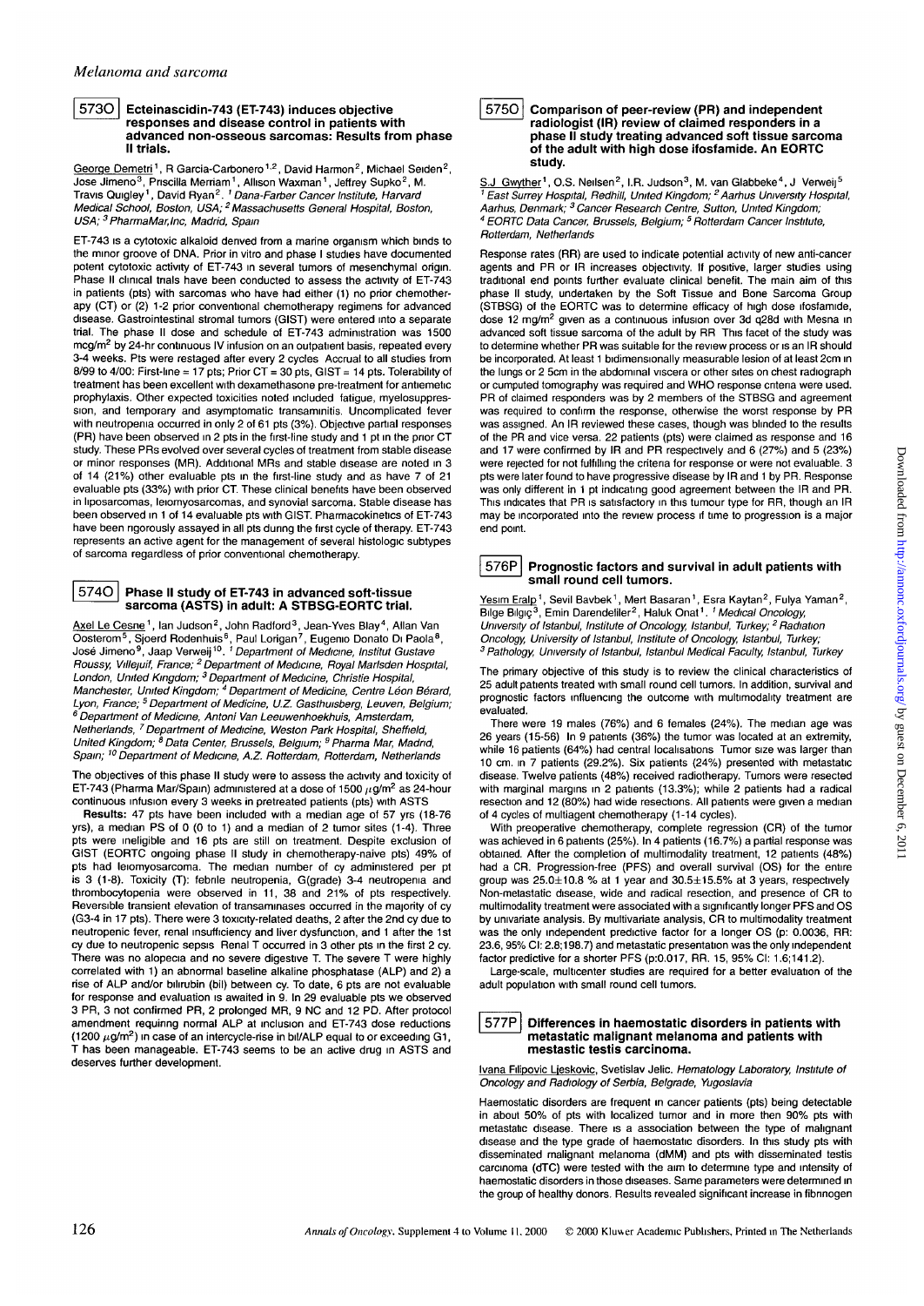## 573O Ecteinascidin-743 (ET-743) induces objective responses and disease control in patients with advanced non-osseous sarcomas: Results from phase II trials.

George Demetri[1], R Garcia-Carbonero[1,2], David Harmon[2], Michael Seiden[2], Jose Jimeno[3], Priscilla Merriam[1], Allison Waxman[1], Jeffrey Supko[2], M. Travis Quigley[1], David Ryan[2]. *[1] Dana-Farber Cancer Institute, Harvard Medical School, Boston, USA; [2] Massachusetts General Hospital, Boston, USA; [3] PharmaMar,Inc, Madrid, Spain*

ET-743 is a cytotoxic alkaloid derived from a marine organism which binds to the minor groove of DNA. Prior in vitro and phase I studies have documented potent cytotoxic activity of ET-743 in several tumors of mesenchymal origin. Phase II clinical trials have been conducted to assess the activity of ET-743 in patients (pts) with sarcomas who have had either (1) no prior chemotherapy (CT) or (2) 1-2 prior conventional chemotherapy regimens for advanced disease. Gastrointestinal stromal tumors (GIST) were entered into a separate trial. The phase II dose and schedule of ET-743 administration was 1500 mcg/m$^2$ by 24-hr continuous IV infusion on an outpatient basis, repeated every 3-4 weeks. Pts were restaged after every 2 cycles. Accrual to all studies from 8/99 to 4/00: First-line = 17 pts; Prior CT = 30 pts, GIST = 14 pts. Tolerability of treatment has been excellent with dexamethasone pre-treatment for antiemetic prophylaxis. Other expected toxicities noted included fatigue, myelosuppression, and temporary and asymptomatic transaminitis. Uncomplicated fever with neutropenia occurred in only 2 of 61 pts (3%). Objective partial responses (PR) have been observed in 2 pts in the first-line study and 1 pt in the prior CT study. These PRs evolved over several cycles of treatment from stable disease or minor responses (MR). Additional MRs and stable disease are noted in 3 of 14 (21%) other evaluable pts in the first-line study and as have 7 of 21 evaluable pts (33%) with prior CT. These clinical benefits have been observed in liposarcomas, leiomyosarcomas, and synovial sarcoma. Stable disease has been observed in 1 of 14 evaluable pts with GIST. Pharmacokinetics of ET-743 have been rigorously assayed in all pts during the first cycle of therapy. ET-743 represents an active agent for the management of several histologic subtypes of sarcoma regardless of prior conventional chemotherapy.

## 574O Phase II study of ET-743 in advanced soft-tissue sarcoma (ASTS) in adult: A STBSG-EORTC trial.

Axel Le Cesne[1], Ian Judson[2], John Radford[3], Jean-Yves Blay[4], Allan Van Oosterom[5], Sjoerd Rodenhuis[6], Paul Lorigan[7], Eugenio Donato Di Paola[8], José Jimeno[9], Jaap Verweij[10]. *[1] Department of Medicine, Institut Gustave Roussy, Villejuif, France; [2] Department of Medicine, Royal Marlsden Hospital, London, United Kingdom; [3] Department of Medicine, Christie Hospital, Manchester, United Kingdom; [4] Department of Medicine, Centre Léon Bérard, Lyon, France; [5] Department of Medicine, U.Z. Gasthuisberg, Leuven, Belgium; [6] Department of Medicine, Antoni Van Leeuwenhoekhuis, Amsterdam, Netherlands; [7] Department of Medicine, Weston Park Hospital, Sheffield, United Kingdom; [8] Data Center, Brussels, Belgium; [9] Pharma Mar, Madrid, Spain; [10] Department of Medicine, A.Z. Rotterdam, Rotterdam, Netherlands*

The objectives of this phase II study were to assess the activity and toxicity of ET-743 (Pharma Mar/Spain) administered at a dose of 1500 $\mu$g/m$^2$ as 24-hour continuous infusion every 3 weeks in pretreated patients (pts) with ASTS

**Results:** 47 pts have been included with a median age of 57 yrs (18-76 yrs), a median PS of 0 (0 to 1) and a median of 2 tumor sites (1-4). Three pts were ineligible and 16 pts are still on treatment. Despite exclusion of GIST (EORTC ongoing phase II study in chemotherapy-naive pts) 49% of pts had leiomyosarcoma. The median number of cy administered per pt is 3 (1-8). Toxicity (T): febrile neutropenia, G(grade) 3-4 neutropenia and thrombocytopenia were observed in 11, 38 and 21% of pts respectively. Reversible transient elevation of transaminases occurred in the majority of cy (G3-4 in 17 pts). There were 3 toxicity-related deaths, 2 after the 2nd cy due to neutropenic fever, renal insufficiency and liver dysfunction, and 1 after the 1st cy due to neutropenic sepsis. Renal T occurred in 3 other pts in the first 2 cy. There was no alopecia and no severe digestive T. The severe T were highly correlated with 1) an abnormal baseline alkaline phosphatase (ALP) and 2) a rise of ALP and/or bilirubin (bil) between cy. To date, 6 pts are not evaluable for response and evaluation is awaited in 9. In 29 evaluable pts we observed 3 PR, 3 not confirmed PR, 2 prolonged MR, 9 NC and 12 PD. After protocol amendment requiring normal ALP at inclusion and ET-743 dose reductions (1200 $\mu$g/m$^2$) in case of an intercycle-rise in bil/ALP equal to or exceeding G1, T has been manageable. ET-743 seems to be an active drug in ASTS and deserves further development.

## 575O Comparison of peer-review (PR) and independent radiologist (IR) review of claimed responders in a phase II study treating advanced soft tissue sarcoma of the adult with high dose ifosfamide. An EORTC study.

S.J. Gwyther[1], O.S. Neilsen[2], I.R. Judson[3], M. van Glabbeke[4], J. Verweij[5] *[1] East Surrey Hospital, Redhill, United Kingdom; [2] Aarhus University Hospital, Aarhus, Denmark; [3] Cancer Research Centre, Sutton, United Kingdom; [4] EORTC Data Cancer, Brussels, Belgium; [5] Rotterdam Cancer Institute, Rotterdam, Netherlands*

Response rates (RR) are used to indicate potential activity of new anti-cancer agents and PR or IR increases objectivity. If positive, larger studies using traditional end points further evaluate clinical benefit. The main aim of this phase II study, undertaken by the Soft Tissue and Bone Sarcoma Group (STBSG) of the EORTC was to determine efficacy of high dose ifosfamide, dose 12 mg/m$^2$ given as a continuous infusion over 3d q28d with Mesna in advanced soft tissue sarcoma of the adult by RR. This facet of the study was to determine whether PR was suitable for the review process or is an IR should be incorporated. At least 1 bidimensionally measurable lesion of at least 2cm in the lungs or 2 5cm in the abdominal viscera or other sites on chest radiograph or cumputed tomography was required and WHO response criteria were used. PR of claimed responders was by 2 members of the STBSG and agreement was required to confirm the response, otherwise the worst response by PR was assigned. An IR reviewed these cases, though was blinded to the results of the PR and vice versa. 22 patients (pts) were claimed as response and 16 and 17 were confirmed by IR and PR respectively and 6 (27%) and 5 (23%) were rejected for not fulfilling the criteria for response or were not evaluable. 3 pts were later found to have progressive disease by IR and 1 by PR. Response was only different in 1 pt indicating good agreement between the IR and PR. This indicates that PR is satisfactory in this tumour type for RR, though an IR may be incorporated into the review process if time to progression is a major end point.

## 576P Prognostic factors and survival in adult patients with small round cell tumors.

Yesim Eralp[1], Sevil Bavbek[1], Mert Basaran[1], Esra Kaytan[2], Fulya Yaman[2], Bilge Bilgiç[3], Emin Darendeliler[2], Haluk Onat[1]. *[1] Medical Oncology, University of Istanbul, Institute of Oncology, Istanbul, Turkey; [2] Radiation Oncology, University of Istanbul, Institute of Oncology, Istanbul, Turkey; [3] Pathology, University of Istanbul, Istanbul Medical Faculty, Istanbul, Turkey*

The primary objective of this study is to review the clinical characteristics of 25 adult patients treated with small round cell tumors. In addition, survival and prognostic factors influencing the outcome with multimodality treatment are evaluated.

There were 19 males (76%) and 6 females (24%). The median age was 26 years (15-56). In 9 patients (36%) the tumor was located at an extremity, while 16 patients (64%) had central localisations. Tumor size was larger than 10 cm. in 7 patients (29.2%). Six patients (24%) presented with metastatic disease. Twelve patients (48%) received radiotherapy. Tumors were resected with marginal margins in 2 patients (13.3%); while 2 patients had a radical resection and 12 (80%) had wide resections. All patients were given a median of 4 cycles of multiagent chemotherapy (1-14 cycles).

With preoperative chemotherapy, complete regression (CR) of the tumor was achieved in 6 patients (25%). In 4 patients (16.7%) a partial response was obtained. After the completion of multimodality treatment, 12 patients (48%) had a CR. Progression-free (PFS) and overall survival (OS) for the entire group was 25.0±10.8 % at 1 year and 30.5±15.5% at 3 years, respectively. Non-metastatic disease, wide and radical resection, and presence of CR to multimodality treatment were associated with a significantly longer PFS and OS by univariate analysis. By multivariate analysis, CR to multimodality treatment was the only independent predictive factor for a longer OS (p: 0.0036, RR: 23.6, 95% CI: 2.8;198.7) and metastatic presentation was the only independent factor predictive for a shorter PFS (p:0.017, RR. 15, 95% CI: 1.6;141.2).

Large-scale, multicenter studies are required for a better evaluation of the adult population with small round cell tumors.

## 577P Differences in haemostatic disorders in patients with metastatic malignant melanoma and patients with mestastic testis carcinoma.

Ivana Filipovic Ljeskovic, Svetislav Jelic. *Hematology Laboratory, Institute of Oncology and Radiology of Serbia, Belgrade, Yugoslavia*

Haemostatic disorders are frequent in cancer patients (pts) being detectable in about 50% of pts with localized tumor and in more then 90% pts with metastatic disease. There is a association between the type of malignant disease and the type grade of haemostatic disorders. In this study pts with disseminated malignant melanoma (dMM) and pts with disseminated testis carcinoma (dTC) were tested with the aim to determine type and intensity of haemostatic disorders in those diseases. Same parameters were determined in the group of healthy donors. Results revealed significant increase in fibrinogen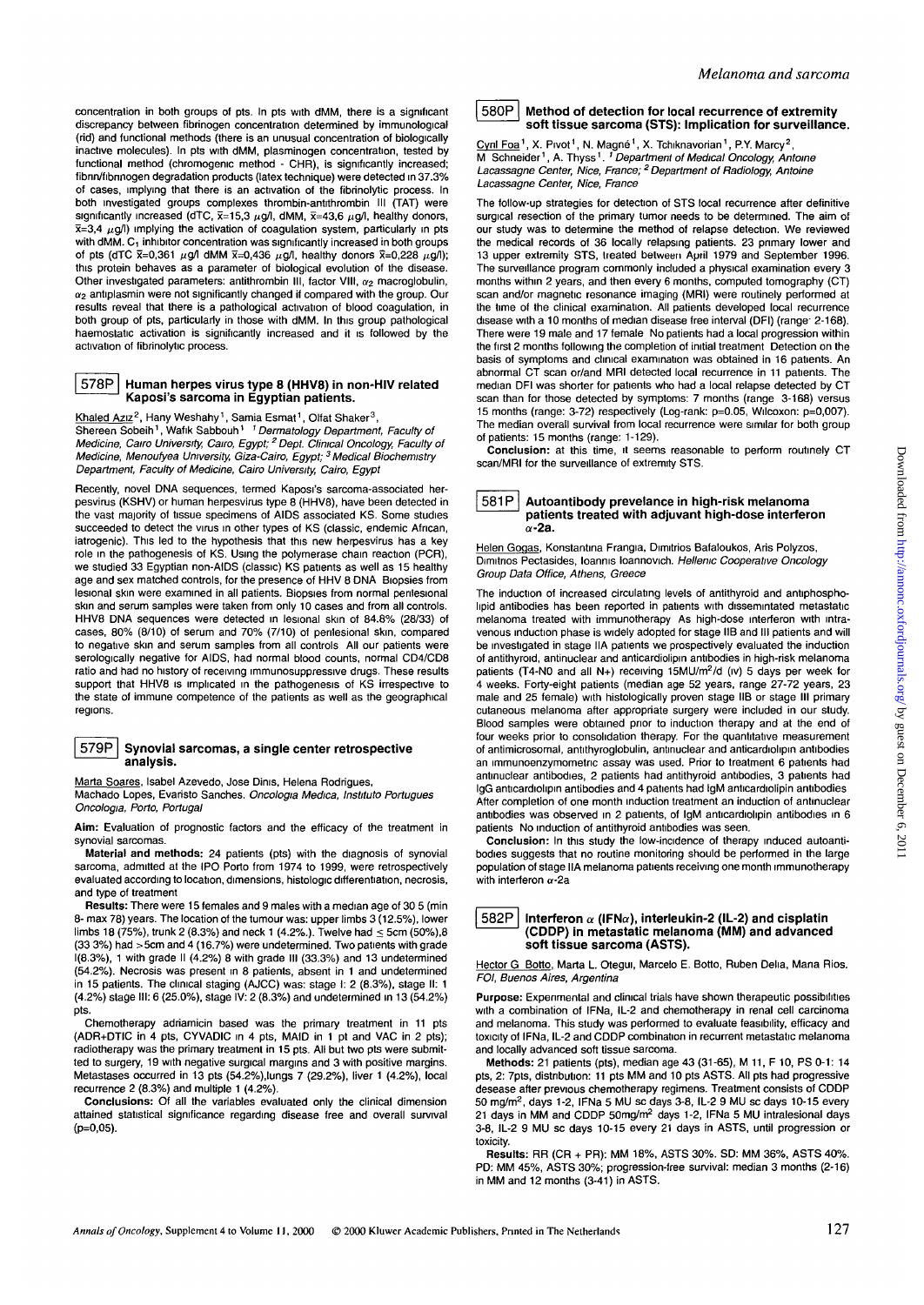concentration in both groups of pts. In pts with dMM, there is a significant discrepancy between fibrinogen concentration determined by immunological (rid) and functional methods (there is an unusual concentration of biologically inactive molecules). In pts with dMM, plasminogen concentration, tested by functional method (chromogenic method - CHR), is significantly increased; fibrin/fibrinogen degradation products (latex technique) were detected in 37.3% of cases, implying that there is an activation of the fibrinolytic process. In both investigated groups complexes thrombin-antithrombin III (TAT) were significantly increased (dTC, $\bar{x}$=15,3 $\mu$g/l, dMM, $\bar{x}$=43,6 $\mu$g/l, healthy donors, $\bar{x}$=3,4 $\mu$g/l) implying the activation of coagulation system, particularly in pts with dMM. $C_1$ inhibitor concentration was significantly increased in both groups of pts (dTC $\bar{x}$=0,361 $\mu$g/l dMM $\bar{x}$=0,436 $\mu$g/l, healthy donors $\bar{x}$=0,228 $\mu$g/l); this protein behaves as a parameter of biological evolution of the disease. Other investigated parameters: antithrombin III, factor VIII, $\alpha_2$ macroglobulin, $\alpha_2$ antiplasmin were not significantly changed if compared with the group. Our results reveal that there is a pathological activation of blood coagulation, in both group of pts, particularly in those with dMM. In this group pathological haemostatic activation is significantly increased and it is followed by the activation of fibrinolytic process.

## 578P Human herpes virus type 8 (HHV8) in non-HIV related Kaposi's sarcoma in Egyptian patients.

Khaled Aziz[2], Hany Weshahy[1], Samia Esmat[1], Olfat Shaker[3], Shereen Sobeih[1], Wafik Sabbouh[1] [1] *Dermatology Department, Faculty of Medicine, Cairo University, Cairo, Egypt;* [2] *Dept. Clinical Oncology, Faculty of Medicine, Menoufyea University, Giza-Cairo, Egypt;* [3] *Medical Biochemistry Department, Faculty of Medicine, Cairo University, Cairo, Egypt*

Recently, novel DNA sequences, termed Kaposi's sarcoma-associated herpesvirus (KSHV) or human herpesvirus type 8 (HHV8), have been detected in the vast majority of tissue specimens of AIDS associated KS. Some studies succeeded to detect the virus in other types of KS (classic, endemic African, iatrogenic). This led to the hypothesis that this new herpesvirus has a key role in the pathogenesis of KS. Using the polymerase chain reaction (PCR), we studied 33 Egyptian non-AIDS (classic) KS patients as well as 15 healthy age and sex matched controls, for the presence of HHV 8 DNA. Biopsies from lesional skin were examined in all patients. Biopsies from normal perilesional skin and serum samples were taken from only 10 cases and from all controls. HHV8 DNA sequences were detected in lesional skin of 84.8% (28/33) of cases, 80% (8/10) of serum and 70% (7/10) of perilesional skin, compared to negative skin and serum samples from all controls. All our patients were serologically negative for AIDS, had normal blood counts, normal CD4/CD8 ratio and had no history of receiving immunosuppressive drugs. These results support that HHV8 is implicated in the pathogenesis of KS irrespective to the state of immune competence of the patients as well as the geographical regions.

## 579P Synovial sarcomas, a single center retrospective analysis.

Marta Soares, Isabel Azevedo, Jose Dinis, Helena Rodrigues, Machado Lopes, Evaristo Sanches. *Oncologia Medica, Instituto Portugues Oncologia, Porto, Portugal*

**Aim:** Evaluation of prognostic factors and the efficacy of the treatment in synovial sarcomas.

**Material and methods:** 24 patients (pts) with the diagnosis of synovial sarcoma, admitted at the IPO Porto from 1974 to 1999, were retrospectively evaluated according to location, dimensions, histologic differentiation, necrosis, and type of treatment.

**Results:** There were 15 females and 9 males with a median age of 30.5 (min 8- max 78) years. The location of the tumour was: upper limbs 3 (12.5%), lower limbs 18 (75%), trunk 2 (8.3%) and neck 1 (4.2%.). Twelve had ≤ 5cm (50%),8 (33.3%) had >5cm and 4 (16.7%) were undetermined. Two patients with grade I(8.3%), 1 with grade II (4.2%) 8 with grade III (33.3%) and 13 undetermined (54.2%). Necrosis was present in 8 patients, absent in 1 and undetermined in 15 patients. The clinical staging (AJCC) was: stage I: 2 (8.3%), stage II: 1 (4.2%) stage III: 6 (25.0%), stage IV: 2 (8.3%) and undetermined in 13 (54.2%) pts.

Chemotherapy adriamicin based was the primary treatment in 11 pts (ADR+DTIC in 4 pts, CYVADIC in 4 pts, MAID in 1 pt and VAC in 2 pts); radiotherapy was the primary treatment in 15 pts. All but two pts were submitted to surgery, 19 with negative surgical margins and 3 with positive margins. Metastases occurred in 13 pts (54.2%),lungs 7 (29.2%), liver 1 (4.2%), local recurrence 2 (8.3%) and multiple 1 (4.2%).

**Conclusions:** Of all the variables evaluated only the clinical dimension attained statistical significance regarding disease free and overall survival (p=0,05).

## 580P Method of detection for local recurrence of extremity soft tissue sarcoma (STS): Implication for surveillance.

Cyril Foa[1], X. Pivot[1], N. Magné[1], X. Tchiknavorian[1], P.Y. Marcy[2], M. Schneider[1], A. Thyss[1]. [1] *Department of Medical Oncology, Antoine Lacassagne Center, Nice, France;* [2] *Department of Radiology, Antoine Lacassagne Center, Nice, France*

The follow-up strategies for detection of STS local recurrence after definitive surgical resection of the primary tumor needs to be determined. The aim of our study was to determine the method of relapse detection. We reviewed the medical records of 36 locally relapsing patients. 23 primary lower and 13 upper extremity STS, treated between April 1979 and September 1996. The surveillance program commonly included a physical examination every 3 months within 2 years, and then every 6 months, computed tomography (CT) scan and/or magnetic resonance imaging (MRI) were routinely performed at the time of the clinical examination. All patients developed local recurrence disease with a 10 months of median disease free interval (DFI) (range: 2-168). There were 19 male and 17 female. No patients had a local progression within the first 2 months following the completion of initial treatment. Detection on the basis of symptoms and clinical examination was obtained in 16 patients. An abnormal CT scan or/and MRI detected local recurrence in 11 patients. The median DFI was shorter for patients who had a local relapse detected by CT scan than for those detected by symptoms: 7 months (range: 3-168) versus 15 months (range: 3-72) respectively (Log-rank: p=0.05, Wilcoxon: p=0,007). The median overall survival from local recurrence were similar for both group of patients: 15 months (range: 1-129).

**Conclusion:** at this time, it seems reasonable to perform routinely CT scan/MRI for the surveillance of extremity STS.

## 581P Autoantibody prevelance in high-risk melanoma patients treated with adjuvant high-dose interferon $\alpha$-2a.

Helen Gogas, Konstantina Frangia, Dimitrios Bafaloukos, Aris Polyzos, Dimitrios Pectasides, Ioannis Ioannovich. *Hellenic Cooperative Oncology Group Data Office, Athens, Greece*

The induction of increased circulating levels of antithyroid and antiphospholipid antibodies has been reported in patients with disseminated metastatic melanoma treated with immunotherapy. As high-dose interferon with intravenous induction phase is widely adopted for stage IIB and III patients and will be investigated in stage IIA patients we prospectively evaluated the induction of antithyroid, antinuclear and anticardiolipin antibodies in high-risk melanoma patients (T4-N0 and all N+) receiving 15MU/m$^2$/d (iv) 5 days per week for 4 weeks. Forty-eight patients (median age 52 years, range 27-72 years, 23 male and 25 female) with histologically proven stage IIB or stage III primary cutaneous melanoma after appropriate surgery were included in our study. Blood samples were obtained prior to induction therapy and at the end of four weeks prior to consolidation therapy. For the quantitative measurement of antimicrosomal, antithyroglobulin, antinuclear and anticardiolipin antibodies an immunoenzymometric assay was used. Prior to treatment 6 patients had antinuclear antibodies, 2 patients had antithyroid antibodies, 3 patients had IgG anticardiolipin antibodies and 4 patients had IgM anticardiolipin antibodies. After completion of one month induction treatment an induction of antinuclear antibodies was observed in 2 patients, of IgM anticardiolipin antibodies in 6 patients. No induction of antithyroid antibodies was seen.

**Conclusion:** In this study the low-incidence of therapy induced autoantibodies suggests that no routine monitoring should be performed in the large population of stage IIA melanoma patients receiving one month immunotherapy with interferon $\alpha$-2a

## 582P Interferon $\alpha$ (IFN$\alpha$), interleukin-2 (IL-2) and cisplatin (CDDP) in metastatic melanoma (MM) and advanced soft tissue sarcoma (ASTS).

Hector G. Botto, Marta L. Otegui, Marcelo E. Botto, Ruben Delia, Maria Rios. *FOI, Buenos Aires, Argentina*

**Purpose:** Experimental and clinical trials have shown therapeutic possibilities with a combination of IFNa, IL-2 and chemotherapy in renal cell carcinoma and melanoma. This study was performed to evaluate feasibility, efficacy and toxicity of IFNa, IL-2 and CDDP combination in recurrent metastatic melanoma and locally advanced soft tissue sarcoma.

**Methods:** 21 patients (pts), median age 43 (31-65), M 11, F 10, PS 0-1: 14 pts, 2: 7pts, distribution: 11 pts MM and 10 pts ASTS. All pts had progressive desease after previous chemotherapy regimens. Treatment consists of CDDP 50 mg/m$^2$, days 1-2, IFNa 5 MU sc days 3-8, IL-2 9 MU sc days 10-15 every 21 days in MM and CDDP 50mg/m$^2$ days 1-2, IFNa 5 MU intralesional days 3-8, IL-2 9 MU sc days 10-15 every 21 days in ASTS, until progression or toxicity.

**Results:** RR (CR + PR): MM 18%, ASTS 30%. SD: MM 36%, ASTS 40%. PD: MM 45%, ASTS 30%; progression-free survival: median 3 months (2-16) in MM and 12 months (3-41) in ASTS.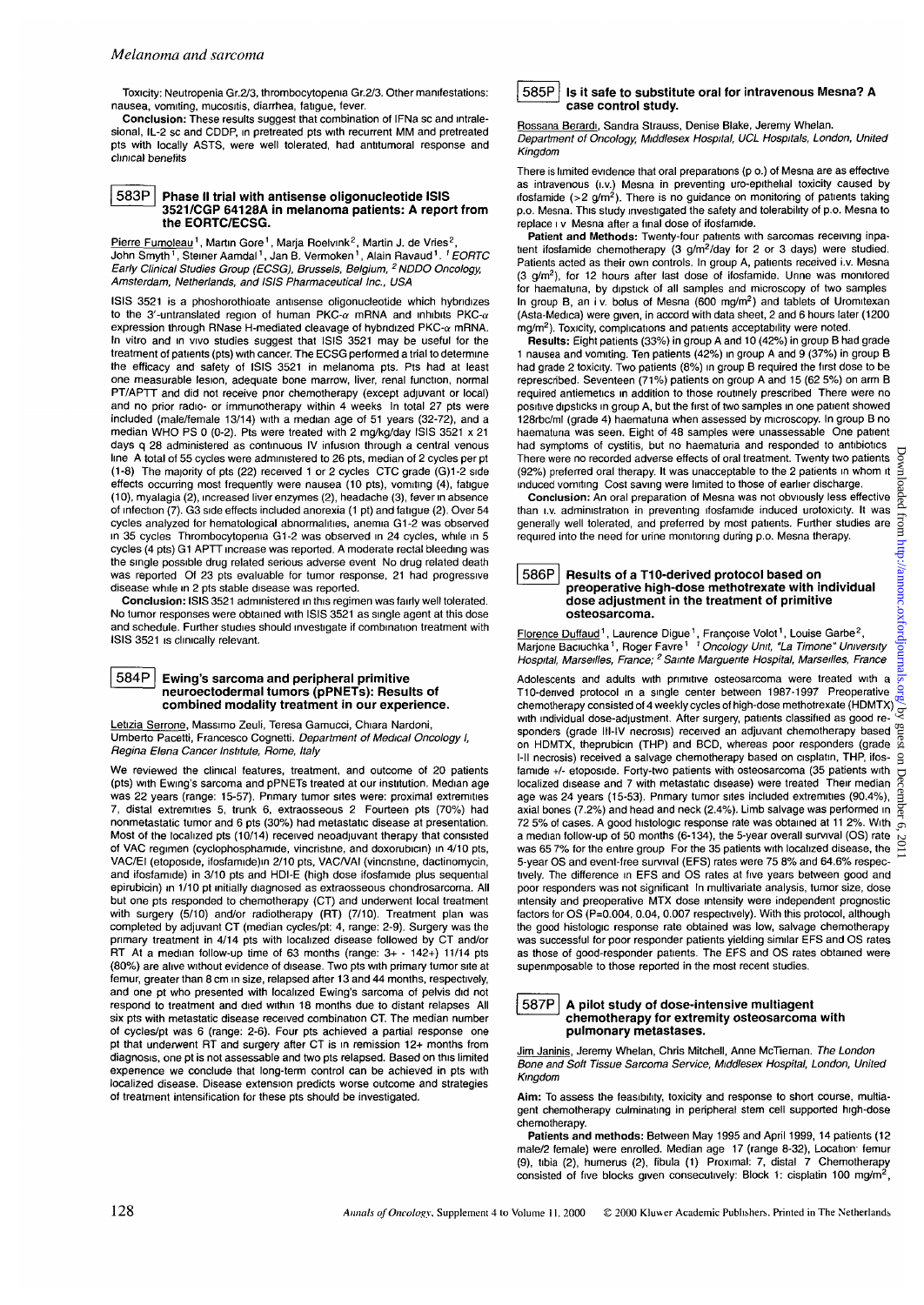Toxicity: Neutropenia Gr.2/3, thrombocytopenia Gr.2/3. Other manifestations: nausea, vomiting, mucositis, diarrhea, fatigue, fever.

**Conclusion:** These results suggest that combination of IFNa sc and intralesional, IL-2 sc and CDDP, in pretreated pts with recurrent MM and pretreated pts with locally ASTS, were well tolerated, had antitumoral response and clinical benefits

### 583P Phase II trial with antisense oligonucleotide ISIS 3521/CGP 64128A in melanoma patients: A report from the EORTC/ECSG.

Pierre Fumoleau[1], Martin Gore[1], Marja Roelvink[2], Martin J. de Vries[2], John Smyth[1], Steiner Aamdal[1], Jan B. Vermoken[1], Alain Ravaud[1]. *[1] EORTC Early Clinical Studies Group (ECSG), Brussels, Belgium, [2] NDDO Oncology, Amsterdam, Netherlands, and ISIS Pharmaceutical Inc., USA*

ISIS 3521 is a phoshorothioate antisense oligonucleotide which hybridizes to the 3'-untranslated region of human PKC-$\alpha$ mRNA and inhibits PKC-$\alpha$ expression through RNase H-mediated cleavage of hybridized PKC-$\alpha$ mRNA. In vitro and in vivo studies suggest that ISIS 3521 may be useful for the treatment of patients (pts) with cancer. The ECSG performed a trial to determine the efficacy and safety of ISIS 3521 in melanoma pts. Pts had at least one measurable lesion, adequate bone marrow, liver, renal function, normal PT/APTT and did not receive prior chemotherapy (except adjuvant or local) and no prior radio- or immunotherapy within 4 weeks In total 27 pts were included (male/female 13/14) with a median age of 51 years (32-72), and a median WHO PS 0 (0-2). Pts were treated with 2 mg/kg/day ISIS 3521 x 21 days q 28 administered as continuous IV infusion through a central venous line A total of 55 cycles were administered to 26 pts, median of 2 cycles per pt (1-8) The majority of pts (22) received 1 or 2 cycles CTC grade (G)1-2 side effects occurring most frequently were nausea (10 pts), vomiting (4), fatigue (10), myalagia (2), increased liver enzymes (2), headache (3), fever in absence of infection (7). G3 side effects included anorexia (1 pt) and fatigue (2). Over 54 cycles analyzed for hematological abnormalities, anemia G1-2 was observed in 35 cycles Thrombocytopenia G1-2 was observed in 24 cycles, while in 5 cycles (4 pts) G1 APTT increase was reported. A moderate rectal bleeding was the single possible drug related serious adverse event No drug related death was reported Of 23 pts evaluable for tumor response, 21 had progressive disease while in 2 pts stable disease was reported.

**Conclusion:** ISIS 3521 administered in this regimen was fairly well tolerated. No tumor responses were obtained with ISIS 3521 as single agent at this dose and schedule. Further studies should investigate if combination treatment with ISIS 3521 is clinically relevant.

### 584P Ewing's sarcoma and peripheral primitive neuroectodermal tumors (pPNETs): Results of combined modality treatment in our experience.

Letizia Serrone, Massimo Zeuli, Teresa Gamucci, Chiara Nardoni, Umberto Pacetti, Francesco Cognetti. *Department of Medical Oncology I, Regina Elena Cancer Institute, Rome, Italy*

We reviewed the clinical features, treatment, and outcome of 20 patients (pts) with Ewing's sarcoma and pPNETs treated at our institution. Median age was 22 years (range: 15-57). Primary tumor sites were: proximal extremities 7, distal extremities 5, trunk 6, extraosseous 2 Fourteen pts (70%) had nonmetastatic tumor and 6 pts (30%) had metastatic disease at presentation. Most of the localized pts (10/14) received neoadjuvant therapy that consisted of VAC regimen (cyclophosphamide, vincristine, and doxorubicin) in 4/10 pts, VAC/EI (etoposide, ifosfamide)in 2/10 pts, VAC/VAI (vincristine, dactinomycin, and ifosfamide) in 3/10 pts and HDI-E (high dose ifosfamide plus sequential epirubicin) in 1/10 pt initially diagnosed as extraosseous chondrosarcoma. All but one pts responded to chemotherapy (CT) and underwent local treatment with surgery (5/10) and/or radiotherapy (RT) (7/10). Treatment plan was completed by adjuvant CT (median cycles/pt: 4, range: 2-9). Surgery was the primary treatment in 4/14 pts with localized disease followed by CT and/or RT At a median follow-up time of 63 months (range: 3+ - 142+) 11/14 pts (80%) are alive without evidence of disease. Two pts with primary tumor site at femur, greater than 8 cm in size, relapsed after 13 and 44 months, respectively, and one pt who presented with localized Ewing's sarcoma of pelvis did not respond to treatment and died within 18 months due to distant relapses All six pts with metastatic disease received combination CT. The median number of cycles/pt was 6 (range: 2-6). Four pts achieved a partial response one pt that underwent RT and surgery after CT is in remission 12+ months from diagnosis, one pt is not assessable and two pts relapsed. Based on this limited experience we conclude that long-term control can be achieved in pts with localized disease. Disease extension predicts worse outcome and strategies of treatment intensification for these pts should be investigated.

### 585P Is it safe to substitute oral for intravenous Mesna? A case control study.

Rossana Berardi, Sandra Strauss, Denise Blake, Jeremy Whelan. *Department of Oncology, Middlesex Hospital, UCL Hospitals, London, United Kingdom*

There is limited evidence that oral preparations (p o.) of Mesna are as effective as intravenous (i.v.) Mesna in preventing uro-epithelial toxicity caused by ifosfamide (>2 g/m$^2$). There is no guidance on monitoring of patients taking p.o. Mesna. This study investigated the safety and tolerability of p.o. Mesna to replace i v Mesna after a final dose of ifosfamide.

**Patient and Methods:** Twenty-four patients with sarcomas receiving inpatient ifosfamide chemotherapy (3 g/m$^2$/day for 2 or 3 days) were studied. Patients acted as their own controls. In group A, patients received i.v. Mesna (3 g/m$^2$), for 12 hours after last dose of ifosfamide. Urine was monitored for haematuria, by dipstick of all samples and microscopy of two samples In group B, an i v. bolus of Mesna (600 mg/m$^2$) and tablets of Uromitexan (Asta-Medica) were given, in accord with data sheet, 2 and 6 hours later (1200 mg/m$^2$). Toxicity, complications and patients acceptability were noted.

**Results:** Eight patients (33%) in group A and 10 (42%) in group B had grade 1 nausea and vomiting. Ten patients (42%) in group A and 9 (37%) in group B had grade 2 toxicity. Two patients (8%) in group B required the first dose to be represcribed. Seventeen (71%) patients on group A and 15 (62 5%) on arm B required antiemetics in addition to those routinely prescribed There were no positive dipsticks in group A, but the first of two samples in one patient showed 128rbc/ml (grade 4) haematuria when assessed by microscopy. In group B no haematuria was seen. Eight of 48 samples were unassessable One patient had symptoms of cystitis, but no haematuria and responded to antibiotics There were no recorded adverse effects of oral treatment. Twenty two patients (92%) preferred oral therapy. It was unacceptable to the 2 patients in whom it induced vomiting Cost saving were limited to those of earlier discharge.

**Conclusion:** An oral preparation of Mesna was not obviously less effective than i.v. administration in preventing ifosfamide induced urotoxicity. It was generally well tolerated, and preferred by most patients. Further studies are required into the need for urine monitoring during p.o. Mesna therapy.

### 586P Results of a T10-derived protocol based on preoperative high-dose methotrexate with individual dose adjustment in the treatment of primitive osteosarcoma.

Florence Duffaud[1], Laurence Digue[1], Françoise Volot[1], Louise Garbe[2], Marjorie Baciuchka[1], Roger Favre[1] *[1] Oncology Unit, "La Timone" University Hospital, Marseilles, France; [2] Sainte Marguerite Hospital, Marseilles, France*

Adolescents and adults with primitive osteosarcoma were treated with a T10-derived protocol in a single center between 1987-1997 Preoperative chemotherapy consisted of 4 weekly cycles of high-dose methotrexate (HDMTX) with individual dose-adjustment. After surgery, patients classified as good responders (grade III-IV necrosis) received an adjuvant chemotherapy based on HDMTX, theprubicin (THP) and BCD, whereas poor responders (grade I-II necrosis) received a salvage chemotherapy based on cisplatin, THP, ifosfamide +/- etoposide. Forty-two patients with osteosarcoma (35 patients with localized disease and 7 with metastatic disease) were treated Their median age was 24 years (15-53). Primary tumor sites included extremities (90.4%), axial bones (7.2%) and head and neck (2.4%). Limb salvage was performed in 72 5% of cases. A good histologic response rate was obtained at 11 2%. With a median follow-up of 50 months (6-134), the 5-year overall survival (OS) rate was 65 7% for the entire group For the 35 patients with localized disease, the 5-year OS and event-free survival (EFS) rates were 75 8% and 64.6% respectively. The difference in EFS and OS rates at five years between good and poor responders was not significant In multivariate analysis, tumor size, dose intensity and preoperative MTX dose intensity were independent prognostic factors for OS (P=0.004, 0.04, 0.007 respectively). With this protocol, although the good histologic response rate obtained was low, salvage chemotherapy was successful for poor responder patients yielding similar EFS and OS rates as those of good-responder patients. The EFS and OS rates obtained were superimposable to those reported in the most recent studies.

### 587P A pilot study of dose-intensive multiagent chemotherapy for extremity osteosarcoma with pulmonary metastases.

Jim Janinis, Jeremy Whelan, Chris Mitchell, Anne McTiernan. *The London Bone and Soft Tissue Sarcoma Service, Middlesex Hospital, London, United Kingdom*

**Aim:** To assess the feasibility, toxicity and response to short course, multiagent chemotherapy culminating in peripheral stem cell supported high-dose chemotherapy.

**Patients and methods:** Between May 1995 and April 1999, 14 patients (12 male/2 female) were enrolled. Median age 17 (range 8-32), Location femur (9), tibia (2), humerus (2), fibula (1) Proximal: 7, distal 7 Chemotherapy consisted of five blocks given consecutively: Block 1: cisplatin 100 mg/m$^2$,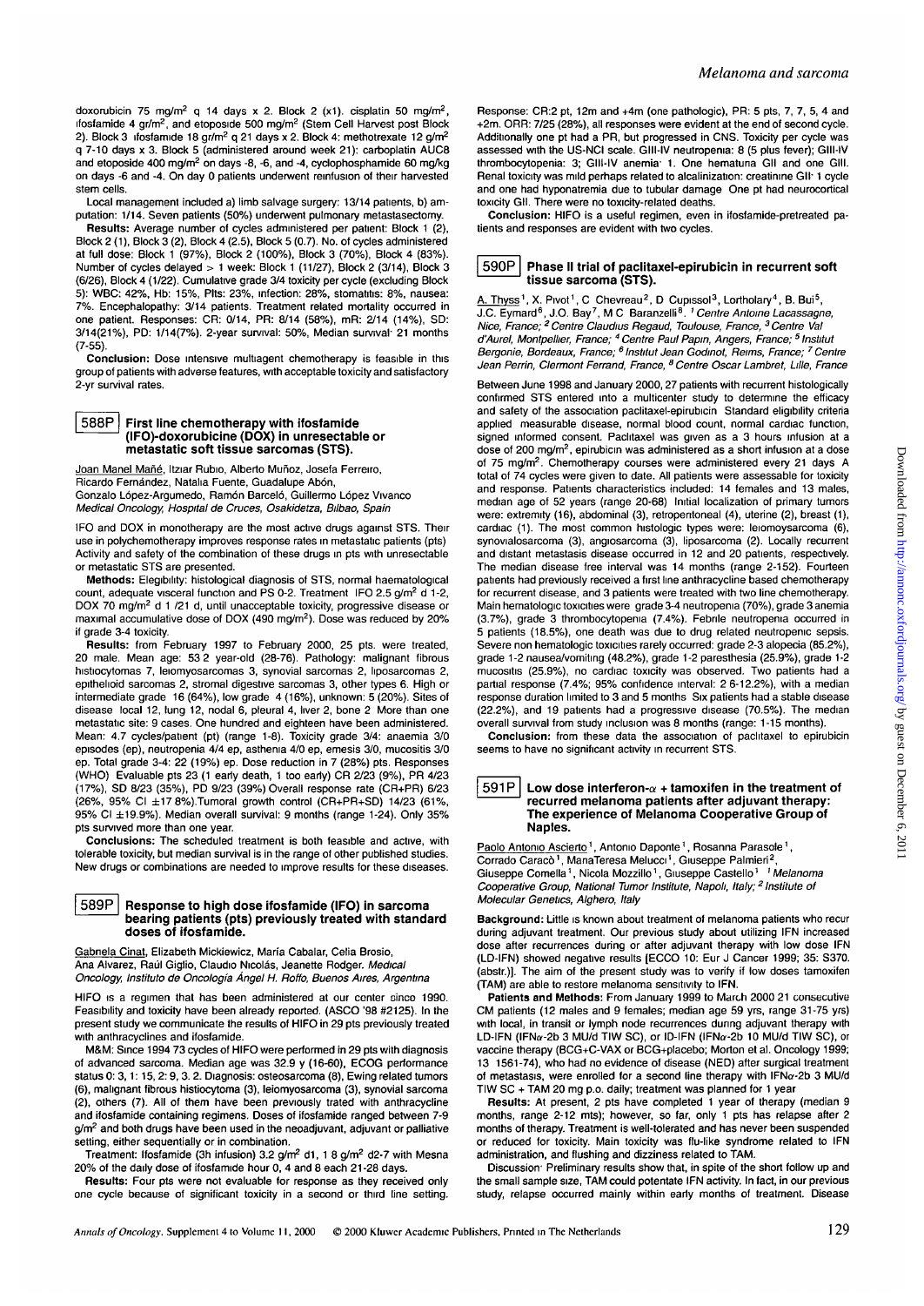doxorubicin 75 mg/m$^2$ q 14 days x 2. Block 2 (x1). cisplatin 50 mg/m$^2$, ifosfamide 4 gr/m$^2$, and etoposide 500 mg/m$^2$ (Stem Cell Harvest post Block 2). Block 3 ifosfamide 18 gr/m$^2$ q 21 days x 2. Block 4: methotrexate 12 g/m$^2$ q 7-10 days x 3. Block 5 (administered around week 21): carboplatin AUC8 and etoposide 400 mg/m$^2$ on days -8, -6, and -4, cyclophosphamide 60 mg/kg on days -6 and -4. On day 0 patients underwent reinfusion of their harvested stem cells.

Local management included a) limb salvage surgery: 13/14 patients, b) amputation: 1/14. Seven patients (50%) underwent pulmonary metastasectomy.

**Results:** Average number of cycles administered per patient: Block 1 (2), Block 2 (1), Block 3 (2), Block 4 (2.5), Block 5 (0.7). No. of cycles administered at full dose: Block 1 (97%), Block 2 (100%), Block 3 (70%), Block 4 (83%). Number of cycles delayed > 1 week: Block 1 (11/27), Block 2 (3/14), Block 3 (6/26), Block 4 (1/22). Cumulative grade 3/4 toxicity per cycle (excluding Block 5): WBC: 42%, Hb: 15%, Plts: 23%, infection: 28%, stomatitis: 8%, nausea: 7%. Encephalopathy: 3/14 patients. Treatment related mortality occurred in one patient. Responses: CR: 0/14, PR: 8/14 (58%), mR: 2/14 (14%), SD: 3/14(21%), PD: 1/14(7%). 2-year survival: 50%, Median survival: 21 months (7-55).

**Conclusion:** Dose intensive multiagent chemotherapy is feasible in this group of patients with adverse features, with acceptable toxicity and satisfactory 2-yr survival rates.

## 588P First line chemotherapy with ifosfamide (IFO)-doxorubicine (DOX) in unresectable or metastatic soft tissue sarcomas (STS).

Joan Manel Mañé, Itziar Rubio, Alberto Muñoz, Josefa Ferreiro, Ricardo Fernández, Natalia Fuente, Guadalupe Abón, Gonzalo López-Argumedo, Ramón Barceló, Guillermo López Vivanco
*Medical Oncology, Hospital de Cruces, Osakidetza, Bilbao, Spain*

IFO and DOX in monotherapy are the most active drugs against STS. Their use in polychemotherapy improves response rates in metastatic patients (pts) Activity and safety of the combination of these drugs in pts with unresectable or metastatic STS are presented.

**Methods:** Elegibility: histological diagnosis of STS, normal haematological count, adequate visceral function and PS 0-2. Treatment IFO 2.5 g/m$^2$ d 1-2, DOX 70 mg/m$^2$ d 1 /21 d, until unacceptable toxicity, progressive disease or maximal accumulative dose of DOX (490 mg/m$^2$). Dose was reduced by 20% if grade 3-4 toxicity.

**Results:** from February 1997 to February 2000, 25 pts. were treated, 20 male. Mean age: 53 2 year-old (28-76). Pathology: malignant fibrous histiocytomas 7, leiomyosarcomas 3, synovial sarcomas 2, liposarcomas 2, epithelioid sarcomas 2, stromal digestive sarcomas 3, other types 6. High or intermediate grade 16 (64%), low grade 4 (16%), unknown: 5 (20%). Sites of disease local 12, lung 12, nodal 6, pleural 4, liver 2, bone 2 More than one metastatic site: 9 cases. One hundred and eighteen have been administered. Mean: 4.7 cycles/patient (pt) (range 1-8). Toxicity grade 3/4: anaemia 3/0 episodes (ep), neutropenia 4/4 ep, asthenia 4/0 ep, emesis 3/0, mucositis 3/0 ep. Total grade 3-4: 22 (19%) ep. Dose reduction in 7 (28%) pts. Responses (WHO) Evaluable pts 23 (1 early death, 1 too early) CR 2/23 (9%), PR 4/23 (17%), SD 8/23 (35%), PD 9/23 (39%) Overall response rate (CR+PR) 6/23 (26%, 95% CI ±17 8%).Tumoral growth control (CR+PR+SD) 14/23 (61%, 95% CI ±19.9%). Median overall survival: 9 months (range 1-24). Only 35% pts survived more than one year.

**Conclusions:** The scheduled treatment is both feasible and active, with tolerable toxicity, but median survival is in the range of other published studies. New drugs or combinations are needed to improve results for these diseases.

## 589P Response to high dose ifosfamide (IFO) in sarcoma bearing patients (pts) previously treated with standard doses of ifosfamide.

Gabriela Cinat, Elizabeth Mickiewicz, María Cabalar, Celia Brosio, Ana Alvarez, Raúl Giglio, Claudio Nicolás, Jeanette Rodger. *Medical Oncology, Instituto de Oncología Ángel H. Roffo, Buenos Aires, Argentina*

HIFO is a regimen that has been administered at our center since 1990. Feasibility and toxicity have been already reported. (ASCO '98 #2125). In the present study we communicate the results of HIFO in 29 pts previously treated with anthracyclines and ifosfamide.

M&M: Since 1994 73 cycles of HIFO were performed in 29 pts with diagnosis of advanced sarcoma. Median age was 32.9 y (16-60), ECOG performance status 0: 3, 1: 15, 2: 9, 3. 2. Diagnosis: osteosarcoma (8), Ewing related tumors (6), malignant fibrous histiocytoma (3), leiomyosarcoma (3), synovial sarcoma (2), others (7). All of them have been previously treated with anthracycline and ifosfamide containing regimens. Doses of ifosfamide ranged between 7-9 g/m$^2$ and both drugs have been used in the neoadjuvant, adjuvant or palliative setting, either sequentially or in combination.

Treatment: Ifosfamide (3h infusion) 3.2 g/m$^2$ d1, 1 8 g/m$^2$ d2-7 with Mesna 20% of the daily dose of ifosfamide hour 0, 4 and 8 each 21-28 days.

**Results:** Four pts were not evaluable for response as they received only one cycle because of significant toxicity in a second or third line setting. Response: CR:2 pt, 12m and +4m (one pathologic), PR: 5 pts, 7, 7, 5, 4 and +2m. ORR: 7/25 (28%), all responses were evident at the end of second cycle. Additionally one pt had a PR, but progressed in CNS. Toxicity per cycle was assessed with the US-NCI scale. GIII-IV neutropenia: 8 (5 plus fever); GIII-IV thrombocytopenia: 3; GIII-IV anemia: 1. One hematuria GII and one GIII. Renal toxicity was mild perhaps related to alcalinization: creatinine GII: 1 cycle and one had hyponatremia due to tubular damage One pt had neurocortical toxicity GII. There were no toxicity-related deaths.

**Conclusion:** HIFO is a useful regimen, even in ifosfamide-pretreated patients and responses are evident with two cycles.

## 590P Phase II trial of paclitaxel-epirubicin in recurrent soft tissue sarcoma (STS).

A. Thyss[1], X. Pivot[1], C Chevreau[2], D Cupissol[3], Lortholary[4], B. Bui[5], J.C. Eymard[6], J.O. Bay[7], M C Baranzelli[8]. [1] *Centre Antoine Lacassagne, Nice, France;* [2] *Centre Claudius Regaud, Toulouse, France,* [3] *Centre Val d'Aurel, Montpellier, France;* [4] *Centre Paul Papin, Angers, France;* [5] *Institut Bergonie, Bordeaux, France;* [6] *Institut Jean Godinot, Reims, France;* [7] *Centre Jean Perrin, Clermont Ferrand, France,* [8] *Centre Oscar Lambret, Lille, France*

Between June 1998 and January 2000, 27 patients with recurrent histologically confirmed STS entered into a multicenter study to determine the efficacy and safety of the association paclitaxel-epirubicin Standard eligibility criteria applied measurable disease, normal blood count, normal cardiac function, signed informed consent. Paclitaxel was given as a 3 hours infusion at a dose of 200 mg/m$^2$, epirubicin was administered as a short infusion at a dose of 75 mg/m$^2$. Chemotherapy courses were administered every 21 days A total of 74 cycles were given to date. All patients were assessable for toxicity and response. Patients characteristics included: 14 females and 13 males, median age of 52 years (range 20-68) Initial localization of primary tumors were: extremity (16), abdominal (3), retropentoneal (4), uterine (2), breast (1), cardiac (1). The most common histologic types were: leiomyosarcoma (6), synovialosarcoma (3), angiosarcoma (3), liposarcoma (2). Locally recurrent and distant metastasis disease occurred in 12 and 20 patients, respectively. The median disease free interval was 14 months (range 2-152). Fourteen patients had previously received a first line anthracycline based chemotherapy for recurrent disease, and 3 patients were treated with two line chemotherapy. Main hematologic toxicities were grade 3-4 neutropenia (70%), grade 3 anemia (3.7%), grade 3 thrombocytopenia (7.4%). Febrile neutropenia occurred in 5 patients (18.5%), one death was due to drug related neutropenic sepsis. Severe non hematologic toxicities rarely occurred: grade 2-3 alopecia (85.2%), grade 1-2 nausea/vomiting (48.2%), grade 1-2 paresthesia (25.9%), grade 1-2 mucositis (25.9%), no cardiac toxicity was observed. Two patients had a partial response (7.4%; 95% confidence interval: 2 6-12.2%), with a median response duration limited to 3 and 5 months Six patients had a stable disease (22.2%), and 19 patients had a progressive disease (70.5%). The median overall survival from study inclusion was 8 months (range: 1-15 months).

**Conclusion:** from these data the association of paclitaxel to epirubicin seems to have no significant activity in recurrent STS.

## 591P Low dose interferon-α + tamoxifen in the treatment of recurred melanoma patients after adjuvant therapy: The experience of Melanoma Cooperative Group of Naples.

Paolo Antonio Ascierto[1], Antonio Daponte[1], Rosanna Parasole[1], Corrado Caracò[1], MariaTeresa Melucci[1], Giuseppe Palmieri[2], Giuseppe Comella[1], Nicola Mozzillo[1], Giuseppe Castello[1] [1] *Melanoma Cooperative Group, National Tumor Institute, Napoli, Italy;* [2] *Institute of Molecular Genetics, Alghero, Italy*

**Background:** Little is known about treatment of melanoma patients who recur during adjuvant treatment. Our previous study about utilizing IFN increased dose after recurrences during or after adjuvant therapy with low dose IFN (LD-IFN) showed negative results [ECCO 10: Eur J Cancer 1999; 35: S370. (abstr.)]. The aim of the present study was to verify if low doses tamoxifen (TAM) are able to restore melanoma sensitivity to IFN.

**Patients and Methods:** From January 1999 to March 2000 21 consecutive CM patients (12 males and 9 females; median age 59 yrs, range 31-75 yrs) with local, in transit or lymph node recurrences during adjuvant therapy with LD-IFN (IFNα-2b 3 MU/d TIW SC), or ID-IFN (IFNα-2b 10 MU/d TIW SC), or vaccine therapy (BCG+C-VAX or BCG+placebo; Morton et al. Oncology 1999; 13 1561-74), who had no evidence of disease (NED) after surgical treatment of metastasis, were enrolled for a second line therapy with IFNα-2b 3 MU/d TIW SC + TAM 20 mg p.o. daily; treatment was planned for 1 year

**Results:** At present, 2 pts have completed 1 year of therapy (median 9 months, range 2-12 mts); however, so far, only 1 pts has relapse after 2 months of therapy. Treatment is well-tolerated and has never been suspended or reduced for toxicity. Main toxicity was flu-like syndrome related to IFN administration, and flushing and dizziness related to TAM.

**Discussion:** Preliminary results show that, in spite of the short follow up and the small sample size, TAM could potentate IFN activity. In fact, in our previous study, relapse occurred mainly within early months of treatment. Disease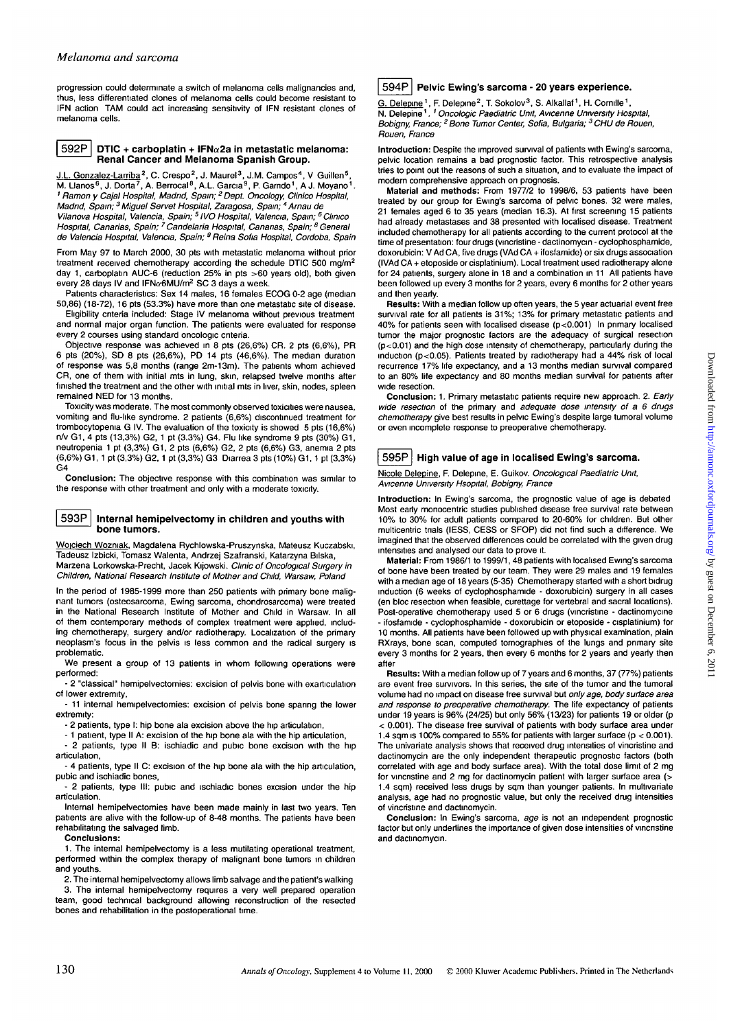progression could determinate a switch of melanoma cells malignancies and, thus, less differentiated clones of melanoma cells could become resistant to IFN action. TAM could act increasing sensitivity of IFN resistant clones of melanoma cells.

### 592P DTIC + carboplatin + IFNα2a in metastatic melanoma: Renal Cancer and Melanoma Spanish Group.

J.L. Gonzalez-Larriba[2], C. Crespo[2], J. Maurel[3], J.M. Campos[4], V. Guillen[5], M. Llanos[6], J. Dorta[7], A. Berrocal[8], A.L. Garcia[9], P. Garrido[1], A.J. Moyano[1]. [1] Ramon y Cajal Hospital, Madrid, Spain; [2] Dept. Oncology, Clinico Hospital, Madrid, Spain; [3] Miguel Servet Hospital, Zaragoza, Spain; [4] Arnau de Vilanova Hospital, Valencia, Spain; [5] IVO Hospital, Valencia, Spain; [6] Clinico Hospital, Canarias, Spain; [7] Candelaria Hospital, Canarias, Spain; [8] General de Valencia Hospital, Valencia, Spain; [9] Reina Sofia Hospital, Cordoba, Spain

From May 97 to March 2000, 30 pts with metastatic melanoma without prior treatment received chemotherapy according the schedule DTIC 500 mg/m$^2$ day 1, carboplatin AUC-6 (reduction 25% in pts >60 years old), both given every 28 days IV and IFNα6MU/m$^2$ SC 3 days a week.

Patients characteristics: Sex 14 males, 16 females ECOG 0-2 age (median 50,86) (18-72), 16 pts (53.3%) have more than one metastatic site of disease. Eligibility criteria included: Stage IV melanoma without previous treatment and normal major organ function. The patients were evaluated for response every 2 courses using standard oncologic criteria.

Objective response was achieved in 8 pts (26,6%) CR. 2 pts (6,6%), PR 6 pts (20%), SD 8 pts (26,6%), PD 14 pts (46,6%). The median duration of response was 5,8 months (range 2m-13m). The patients whom achieved CR, one of them with initial mts in lung, skin, relapsed twelve months after finished the treatment and the other with initial mts in liver, skin, nodes, spleen remained NED for 13 months.

Toxicity was moderate. The most commonly observed toxicities were nausea, vomiting and flu-like syndrome. 2 patients (6,6%) discontinued treatment for trombocytopenia G IV. The evaluation of the toxicity is showed 5 pts (16,6%) n/v G1, 4 pts (13,3%) G2, 1 pt (3.3%) G4. Flu like syndrome 9 pts (30%) G1, neutropenia 1 pt (3,3%) G1, 2 pts (6,6%) G2, 2 pts (6,6%) G3, anemia 2 pts (6,6%) G1, 1 pt (3,3%) G2, 1 pt (3,3%) G3 Diarrea 3 pts (10%) G1, 1 pt (3,3%) G4

**Conclusion:** The objective response with this combination was similar to the response with other treatment and only with a moderate toxicity.

### 593P Internal hemipelvectomy in children and youths with bone tumors.

Wojciech Wozniak, Magdalena Rychlowska-Pruszynska, Mateusz Kuczabski, Tadeusz Izbicki, Tomasz Walenta, Andrzej Szafranski, Katarzyna Bilska, Marzena Lorkowska-Precht, Jacek Kijowski. *Clinic of Oncological Surgery in Children, National Research Institute of Mother and Child, Warsaw, Poland*

In the period of 1985-1999 more than 250 patients with primary bone malignant tumors (osteosarcoma, Ewing sarcoma, chondrosarcoma) were treated in the National Research Institute of Mother and Child in Warsaw. In all of them contemporary methods of complex treatment were applied, including chemotherapy, surgery and/or radiotherapy. Localization of the primary neoplasm's focus in the pelvis is less common and the radical surgery is problematic.

We present a group of 13 patients in whom following operations were performed:

- 2 "classical" hemipelvectomies: excision of pelvis bone with exarticulation of lower extremity,
- 11 internal hemipelvectomies: excision of pelvis bone sparing the lower extremity:
  - 2 patients, type I: hip bone ala excision above the hip articulation,
  - 1 patient, type II A: excision of the hip bone ala with the hip articulation,
  - 2 patients, type II B: ischiadic and pubic bone excision with the hip articulation,
  - 4 patients, type II C: excision of the hip bone ala with the hip articulation, pubic and ischiadic bones,
  - 2 patients, type III: pubic and ischiadic bones excision under the hip articulation.

Internal hemipelvectomies have been made mainly in last two years. Ten patients are alive with the follow-up of 8-48 months. The patients have been rehabilitating the salvaged limb.

**Conclusions:**

1. The internal hemipelvectomy is a less mutilating operational treatment, performed within the complex therapy of malignant bone tumors in children and youths.
2. The internal hemipelvectomy allows limb salvage and the patient's walking
3. The internal hemipelvectomy requires a very well prepared operation team, good technical background allowing reconstruction of the resected bones and rehabilitation in the postoperational time.

### 594P Pelvic Ewing's sarcoma - 20 years experience.

G. Delepine[1], F. Delepine[2], T. Sokolov[3], S. Alkallaf[1], H. Cornille[1], N. Delepine[1]. [1] Oncologic Paediatric Unit, Avicenne University Hospital, Bobigny, France; [2] Bone Tumor Center, Sofia, Bulgaria; [3] CHU de Rouen, Rouen, France

**Introduction:** Despite the improved survival of patients with Ewing's sarcoma, pelvic location remains a bad prognostic factor. This retrospective analysis tries to point out the reasons of such a situation, and to evaluate the impact of modern comprehensive approach on prognosis.

**Material and methods:** From 1977/2 to 1998/6, 53 patients have been treated by our group for Ewing's sarcoma of pelvic bones. 32 were males, 21 females aged 6 to 35 years (median 16.3). At first screening 15 patients had already metastases and 38 presented with localised disease. Treatment included chemotherapy for all patients according to the current protocol at the time of presentation: four drugs (vincristine - dactinomycin - cyclophosphamide, doxorubicin: V Ad CA, five drugs (VAd CA + ifosfamide) or six drugs association (IVAd CA + etoposide or cisplatinium). Local treatment used radiotherapy alone for 24 patients, surgery alone in 18 and a combination in 11. All patients have been followed up every 3 months for 2 years, every 6 months for 2 other years and then yearly.

**Results:** With a median follow up often years, the 5 year actuarial event free survival rate for all patients is 31%; 13% for primary metastatic patients and 40% for patients seen with localised disease (p<0.001). In primary localised tumor the major prognostic factors are the adequacy of surgical resection (p<0.01) and the high dose intensity of chemotherapy, particularly during the induction (p<0.05). Patients treated by radiotherapy had a 44% risk of local recurrence 17% life expectancy, and a 13 months median survival compared to an 80% life expectancy and 80 months median survival for patients after wide resection.

**Conclusion:** 1. Primary metastatic patients require new approach. 2. *Early wide resection* of the primary and *adequate dose intensity of a 6 drugs chemotherapy* give best results in pelvic Ewing's despite large tumoral volume or even incomplete response to preoperative chemotherapy.

### 595P High value of age in localised Ewing's sarcoma.

Nicole Delepine, F. Delepine, E. Guikov. *Oncological Paediatric Unit, Avicenne University Hsopital, Bobigny, France*

**Introduction:** In Ewing's sarcoma, the prognostic value of age is debated. Most early monocentric studies published disease free survival rate between 10% to 30% for adult patients compared to 20-60% for children. But other multicentric trials (IESS, CESS or SFOP) did not find such a difference. We imagined that the observed differences could be correlated with the given drug intensities and analysed our data to prove it.

**Material:** From 1986/1 to 1999/1, 48 patients with localised Ewing's sarcoma of bone have been treated by our team. They were 29 males and 19 females with a median age of 18 years (5-35). Chemotherapy started with a short bidrug induction (6 weeks of cyclophosphamide - doxorubicin) surgery in all cases (en bloc resection when feasible, curettage for vertebral and sacral locations). Post-operative chemotherapy used 5 or 6 drugs (vincristine - dactinomycine - ifosfamide - cyclophosphamide - doxorubicin or etoposide - cisplatinium) for 10 months. All patients have been followed up with physical examination, plain RXrays, bone scan, computed tomographies of the lungs and primary site every 3 months for 2 years, then every 6 months for 2 years and yearly then after.

**Results:** With a median follow up of 7 years and 6 months, 37 (77%) patients are event free survivors. In this series, the site of the tumor and the tumoral volume had no impact on disease free survival but *only age, body surface area and response to preoperative chemotherapy*. The life expectancy of patients under 19 years is 96% (24/25) but only 56% (13/23) for patients 19 or older (p < 0.001). The disease free survival of patients with body surface area under 1.4 sqm is 100% compared to 55% for patients with larger surface (p < 0.001). The univariate analysis shows that received drug intensities of vincristine and dactinomycin are the only independent therapeutic prognostic factors (both correlated with age and body surface area). With the total dose limit of 2 mg for vincristine and 2 mg for dactinomycin patient with larger surface area (> 1.4 sqm) received less drugs by sqm than younger patients. In multivariate analysis, age had no prognostic value, but only the received drug intensities of vincristine and dactinomycin.

**Conclusion:** In Ewing's sarcoma, *age* is not an independent prognostic factor but only underlines the importance of given dose intensities of vincristine and dactinomycin.